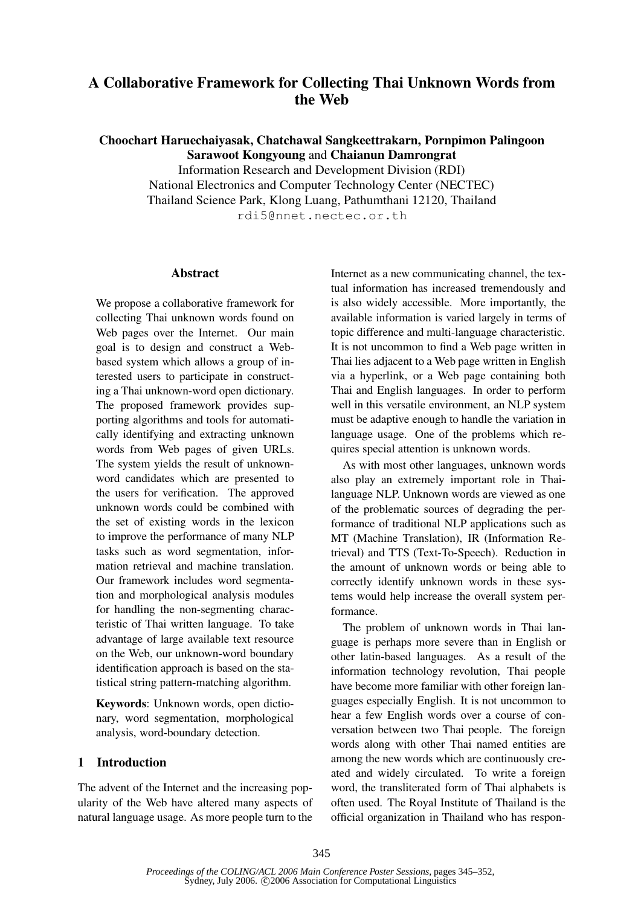# A Collaborative Framework for Collecting Thai Unknown Words from the Web

**Choochart Haruechaiyasak, Chatchawal Sangkeettrakarn, Pornpimon Palingoon**
**Sarawoot Kongyoung** and **Chaianun Damrongrat**
Information Research and Development Division (RDI)
National Electronics and Computer Technology Center (NECTEC)
Thailand Science Park, Klong Luang, Pathumthani 12120, Thailand
rdi5@nnet.nectec.or.th

## Abstract

We propose a collaborative framework for collecting Thai unknown words found on Web pages over the Internet. Our main goal is to design and construct a Web-based system which allows a group of interested users to participate in constructing a Thai unknown-word open dictionary. The proposed framework provides supporting algorithms and tools for automatically identifying and extracting unknown words from Web pages of given URLs. The system yields the result of unknown-word candidates which are presented to the users for verification. The approved unknown words could be combined with the set of existing words in the lexicon to improve the performance of many NLP tasks such as word segmentation, information retrieval and machine translation. Our framework includes word segmentation and morphological analysis modules for handling the non-segmenting characteristic of Thai written language. To take advantage of large available text resource on the Web, our unknown-word boundary identification approach is based on the statistical string pattern-matching algorithm.

**Keywords**: Unknown words, open dictionary, word segmentation, morphological analysis, word-boundary detection.

## 1 Introduction

The advent of the Internet and the increasing popularity of the Web have altered many aspects of natural language usage. As more people turn to the Internet as a new communicating channel, the textual information has increased tremendously and is also widely accessible. More importantly, the available information is varied largely in terms of topic difference and multi-language characteristic. It is not uncommon to find a Web page written in Thai lies adjacent to a Web page written in English via a hyperlink, or a Web page containing both Thai and English languages. In order to perform well in this versatile environment, an NLP system must be adaptive enough to handle the variation in language usage. One of the problems which requires special attention is unknown words.

As with most other languages, unknown words also play an extremely important role in Thai-language NLP. Unknown words are viewed as one of the problematic sources of degrading the performance of traditional NLP applications such as MT (Machine Translation), IR (Information Retrieval) and TTS (Text-To-Speech). Reduction in the amount of unknown words or being able to correctly identify unknown words in these systems would help increase the overall system performance.

The problem of unknown words in Thai language is perhaps more severe than in English or other latin-based languages. As a result of the information technology revolution, Thai people have become more familiar with other foreign languages especially English. It is not uncommon to hear a few English words over a course of conversation between two Thai people. The foreign words along with other Thai named entities are among the new words which are continuously created and widely circulated. To write a foreign word, the transliterated form of Thai alphabets is often used. The Royal Institute of Thailand is the official organization in Thailand who has respon-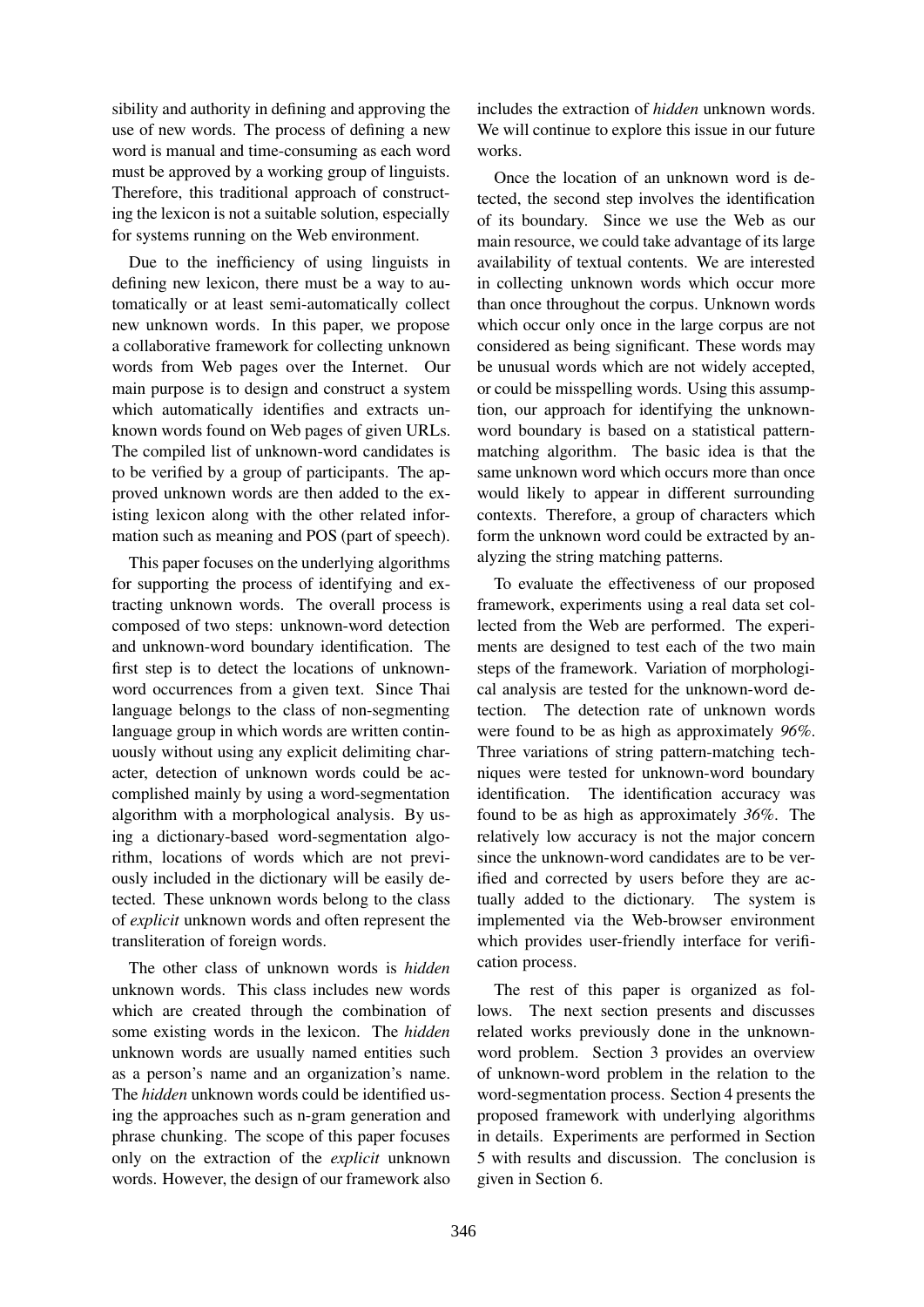sibility and authority in defining and approving the use of new words. The process of defining a new word is manual and time-consuming as each word must be approved by a working group of linguists. Therefore, this traditional approach of constructing the lexicon is not a suitable solution, especially for systems running on the Web environment.

Due to the inefficiency of using linguists in defining new lexicon, there must be a way to automatically or at least semi-automatically collect new unknown words. In this paper, we propose a collaborative framework for collecting unknown words from Web pages over the Internet. Our main purpose is to design and construct a system which automatically identifies and extracts unknown words found on Web pages of given URLs. The compiled list of unknown-word candidates is to be verified by a group of participants. The approved unknown words are then added to the existing lexicon along with the other related information such as meaning and POS (part of speech).

This paper focuses on the underlying algorithms for supporting the process of identifying and extracting unknown words. The overall process is composed of two steps: unknown-word detection and unknown-word boundary identification. The first step is to detect the locations of unknown-word occurrences from a given text. Since Thai language belongs to the class of non-segmenting language group in which words are written continuously without using any explicit delimiting character, detection of unknown words could be accomplished mainly by using a word-segmentation algorithm with a morphological analysis. By using a dictionary-based word-segmentation algorithm, locations of words which are not previously included in the dictionary will be easily detected. These unknown words belong to the class of *explicit* unknown words and often represent the transliteration of foreign words.

The other class of unknown words is *hidden* unknown words. This class includes new words which are created through the combination of some existing words in the lexicon. The *hidden* unknown words are usually named entities such as a person's name and an organization's name. The *hidden* unknown words could be identified using the approaches such as n-gram generation and phrase chunking. The scope of this paper focuses only on the extraction of the *explicit* unknown words. However, the design of our framework also includes the extraction of *hidden* unknown words. We will continue to explore this issue in our future works.

Once the location of an unknown word is detected, the second step involves the identification of its boundary. Since we use the Web as our main resource, we could take advantage of its large availability of textual contents. We are interested in collecting unknown words which occur more than once throughout the corpus. Unknown words which occur only once in the large corpus are not considered as being significant. These words may be unusual words which are not widely accepted, or could be misspelling words. Using this assumption, our approach for identifying the unknown-word boundary is based on a statistical pattern-matching algorithm. The basic idea is that the same unknown word which occurs more than once would likely to appear in different surrounding contexts. Therefore, a group of characters which form the unknown word could be extracted by analyzing the string matching patterns.

To evaluate the effectiveness of our proposed framework, experiments using a real data set collected from the Web are performed. The experiments are designed to test each of the two main steps of the framework. Variation of morphological analysis are tested for the unknown-word detection. The detection rate of unknown words were found to be as high as approximately *96%*. Three variations of string pattern-matching techniques were tested for unknown-word boundary identification. The identification accuracy was found to be as high as approximately *36%*. The relatively low accuracy is not the major concern since the unknown-word candidates are to be verified and corrected by users before they are actually added to the dictionary. The system is implemented via the Web-browser environment which provides user-friendly interface for verification process.

The rest of this paper is organized as follows. The next section presents and discusses related works previously done in the unknown-word problem. Section 3 provides an overview of unknown-word problem in the relation to the word-segmentation process. Section 4 presents the proposed framework with underlying algorithms in details. Experiments are performed in Section 5 with results and discussion. The conclusion is given in Section 6.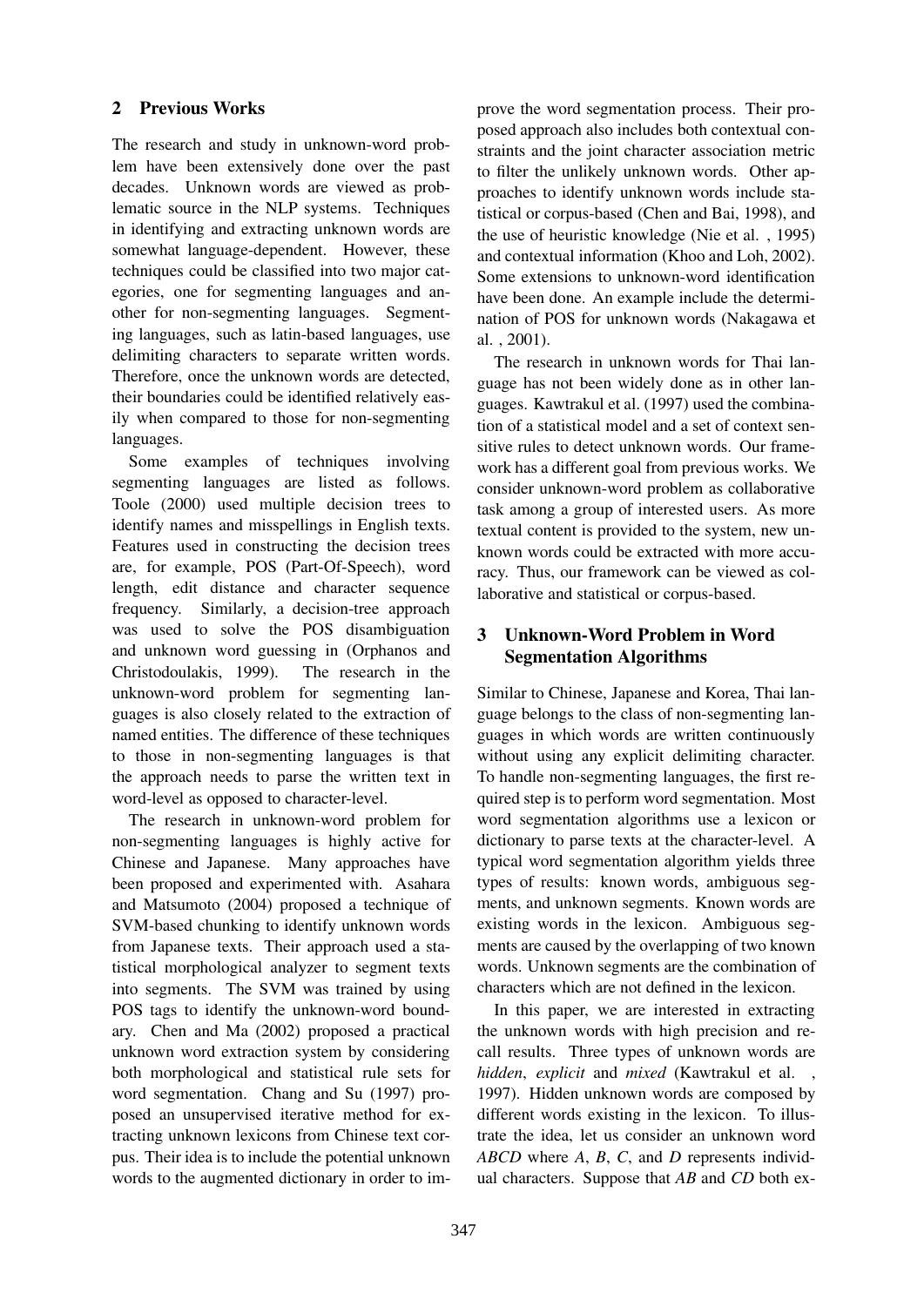## 2 Previous Works

The research and study in unknown-word problem have been extensively done over the past decades. Unknown words are viewed as problematic source in the NLP systems. Techniques in identifying and extracting unknown words are somewhat language-dependent. However, these techniques could be classified into two major categories, one for segmenting languages and another for non-segmenting languages. Segmenting languages, such as latin-based languages, use delimiting characters to separate written words. Therefore, once the unknown words are detected, their boundaries could be identified relatively easily when compared to those for non-segmenting languages.

Some examples of techniques involving segmenting languages are listed as follows. Toole (2000) used multiple decision trees to identify names and misspellings in English texts. Features used in constructing the decision trees are, for example, POS (Part-Of-Speech), word length, edit distance and character sequence frequency. Similarly, a decision-tree approach was used to solve the POS disambiguation and unknown word guessing in (Orphanos and Christodoulakis, 1999). The research in the unknown-word problem for segmenting languages is also closely related to the extraction of named entities. The difference of these techniques to those in non-segmenting languages is that the approach needs to parse the written text in word-level as opposed to character-level.

The research in unknown-word problem for non-segmenting languages is highly active for Chinese and Japanese. Many approaches have been proposed and experimented with. Asahara and Matsumoto (2004) proposed a technique of SVM-based chunking to identify unknown words from Japanese texts. Their approach used a statistical morphological analyzer to segment texts into segments. The SVM was trained by using POS tags to identify the unknown-word boundary. Chen and Ma (2002) proposed a practical unknown word extraction system by considering both morphological and statistical rule sets for word segmentation. Chang and Su (1997) proposed an unsupervised iterative method for extracting unknown lexicons from Chinese text corpus. Their idea is to include the potential unknown words to the augmented dictionary in order to improve the word segmentation process. Their proposed approach also includes both contextual constraints and the joint character association metric to filter the unlikely unknown words. Other approaches to identify unknown words include statistical or corpus-based (Chen and Bai, 1998), and the use of heuristic knowledge (Nie et al. , 1995) and contextual information (Khoo and Loh, 2002). Some extensions to unknown-word identification have been done. An example include the determination of POS for unknown words (Nakagawa et al. , 2001).

The research in unknown words for Thai language has not been widely done as in other languages. Kawtrakul et al. (1997) used the combination of a statistical model and a set of context sensitive rules to detect unknown words. Our framework has a different goal from previous works. We consider unknown-word problem as collaborative task among a group of interested users. As more textual content is provided to the system, new unknown words could be extracted with more accuracy. Thus, our framework can be viewed as collaborative and statistical or corpus-based.

## 3 Unknown-Word Problem in Word Segmentation Algorithms

Similar to Chinese, Japanese and Korea, Thai language belongs to the class of non-segmenting languages in which words are written continuously without using any explicit delimiting character. To handle non-segmenting languages, the first required step is to perform word segmentation. Most word segmentation algorithms use a lexicon or dictionary to parse texts at the character-level. A typical word segmentation algorithm yields three types of results: known words, ambiguous segments, and unknown segments. Known words are existing words in the lexicon. Ambiguous segments are caused by the overlapping of two known words. Unknown segments are the combination of characters which are not defined in the lexicon.

In this paper, we are interested in extracting the unknown words with high precision and recall results. Three types of unknown words are *hidden*, *explicit* and *mixed* (Kawtrakul et al. , 1997). Hidden unknown words are composed by different words existing in the lexicon. To illustrate the idea, let us consider an unknown word *ABCD* where *A*, *B*, *C*, and *D* represents individual characters. Suppose that *AB* and *CD* both ex-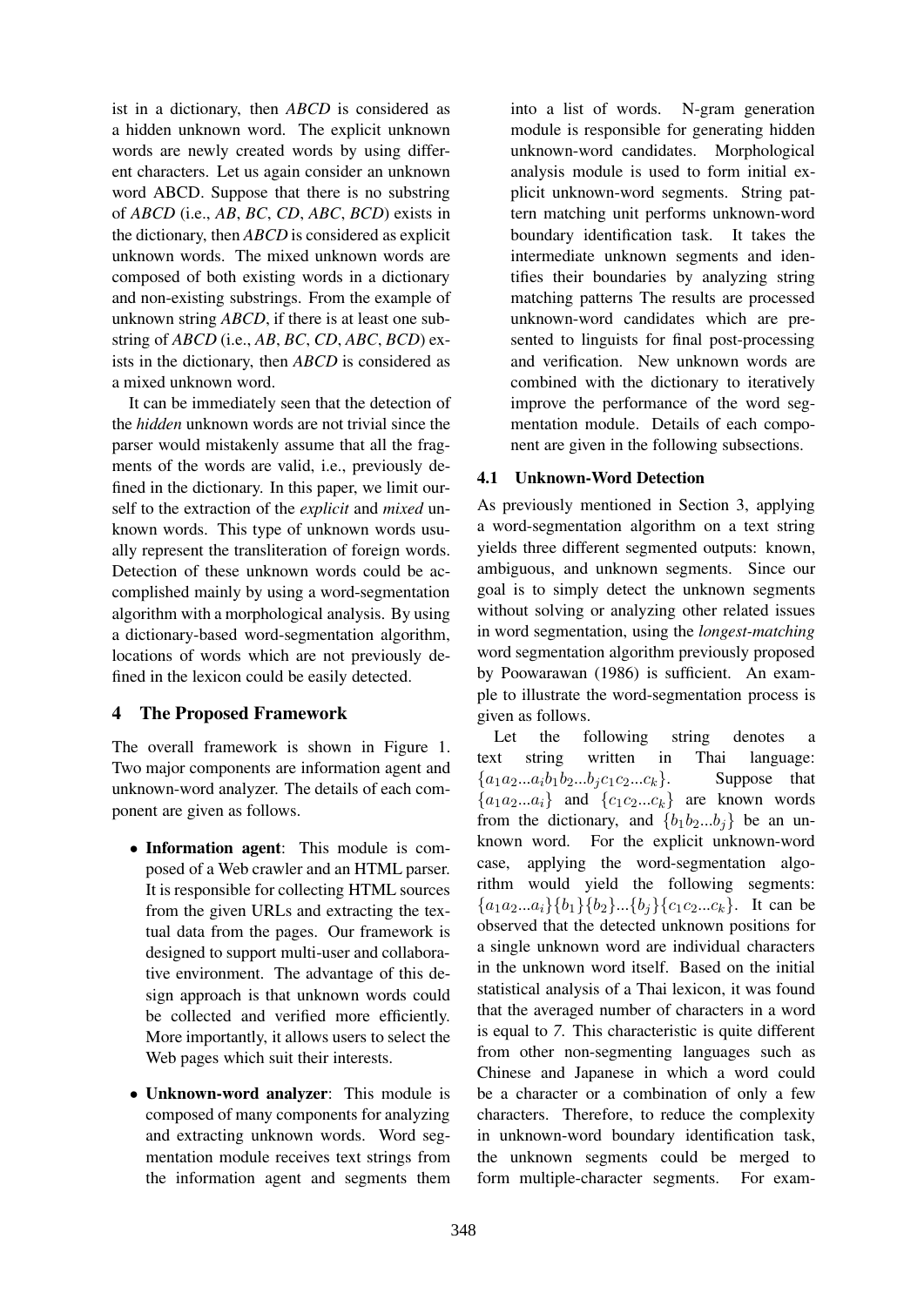ist in a dictionary, then *ABCD* is considered as a hidden unknown word. The explicit unknown words are newly created words by using different characters. Let us again consider an unknown word ABCD. Suppose that there is no substring of *ABCD* (i.e., *AB*, *BC*, *CD*, *ABC*, *BCD*) exists in the dictionary, then *ABCD* is considered as explicit unknown words. The mixed unknown words are composed of both existing words in a dictionary and non-existing substrings. From the example of unknown string *ABCD*, if there is at least one substring of *ABCD* (i.e., *AB*, *BC*, *CD*, *ABC*, *BCD*) exists in the dictionary, then *ABCD* is considered as a mixed unknown word.

It can be immediately seen that the detection of the *hidden* unknown words are not trivial since the parser would mistakenly assume that all the fragments of the words are valid, i.e., previously defined in the dictionary. In this paper, we limit ourself to the extraction of the *explicit* and *mixed* unknown words. This type of unknown words usually represent the transliteration of foreign words. Detection of these unknown words could be accomplished mainly by using a word-segmentation algorithm with a morphological analysis. By using a dictionary-based word-segmentation algorithm, locations of words which are not previously defined in the lexicon could be easily detected.

## 4 The Proposed Framework

The overall framework is shown in Figure 1. Two major components are information agent and unknown-word analyzer. The details of each component are given as follows.

- **Information agent**: This module is composed of a Web crawler and an HTML parser. It is responsible for collecting HTML sources from the given URLs and extracting the textual data from the pages. Our framework is designed to support multi-user and collaborative environment. The advantage of this design approach is that unknown words could be collected and verified more efficiently. More importantly, it allows users to select the Web pages which suit their interests.
- **Unknown-word analyzer**: This module is composed of many components for analyzing and extracting unknown words. Word segmentation module receives text strings from the information agent and segments them into a list of words. N-gram generation module is responsible for generating hidden unknown-word candidates. Morphological analysis module is used to form initial explicit unknown-word segments. String pattern matching unit performs unknown-word boundary identification task. It takes the intermediate unknown segments and identifies their boundaries by analyzing string matching patterns The results are processed unknown-word candidates which are presented to linguists for final post-processing and verification. New unknown words are combined with the dictionary to iteratively improve the performance of the word segmentation module. Details of each component are given in the following subsections.

### 4.1 Unknown-Word Detection

As previously mentioned in Section 3, applying a word-segmentation algorithm on a text string yields three different segmented outputs: known, ambiguous, and unknown segments. Since our goal is to simply detect the unknown segments without solving or analyzing other related issues in word segmentation, using the *longest-matching* word segmentation algorithm previously proposed by Poowarawan (1986) is sufficient. An example to illustrate the word-segmentation process is given as follows.

Let the following string denotes a text string written in Thai language: $\{a_1 a_2 ... a_i b_1 b_2 ... b_j c_1 c_2 ... c_k\}$. Suppose that $\{a_1 a_2 ... a_i\}$ and $\{c_1 c_2 ... c_k\}$ are known words from the dictionary, and $\{b_1 b_2 ... b_j\}$ be an unknown word. For the explicit unknown-word case, applying the word-segmentation algorithm would yield the following segments: $\{a_1 a_2 ... a_i\}\{b_1\}\{b_2\} ... \{b_j\}\{c_1 c_2 ... c_k\}$. It can be observed that the detected unknown positions for a single unknown word are individual characters in the unknown word itself. Based on the initial statistical analysis of a Thai lexicon, it was found that the averaged number of characters in a word is equal to *7*. This characteristic is quite different from other non-segmenting languages such as Chinese and Japanese in which a word could be a character or a combination of only a few characters. Therefore, to reduce the complexity in unknown-word boundary identification task, the unknown segments could be merged to form multiple-character segments. For exam-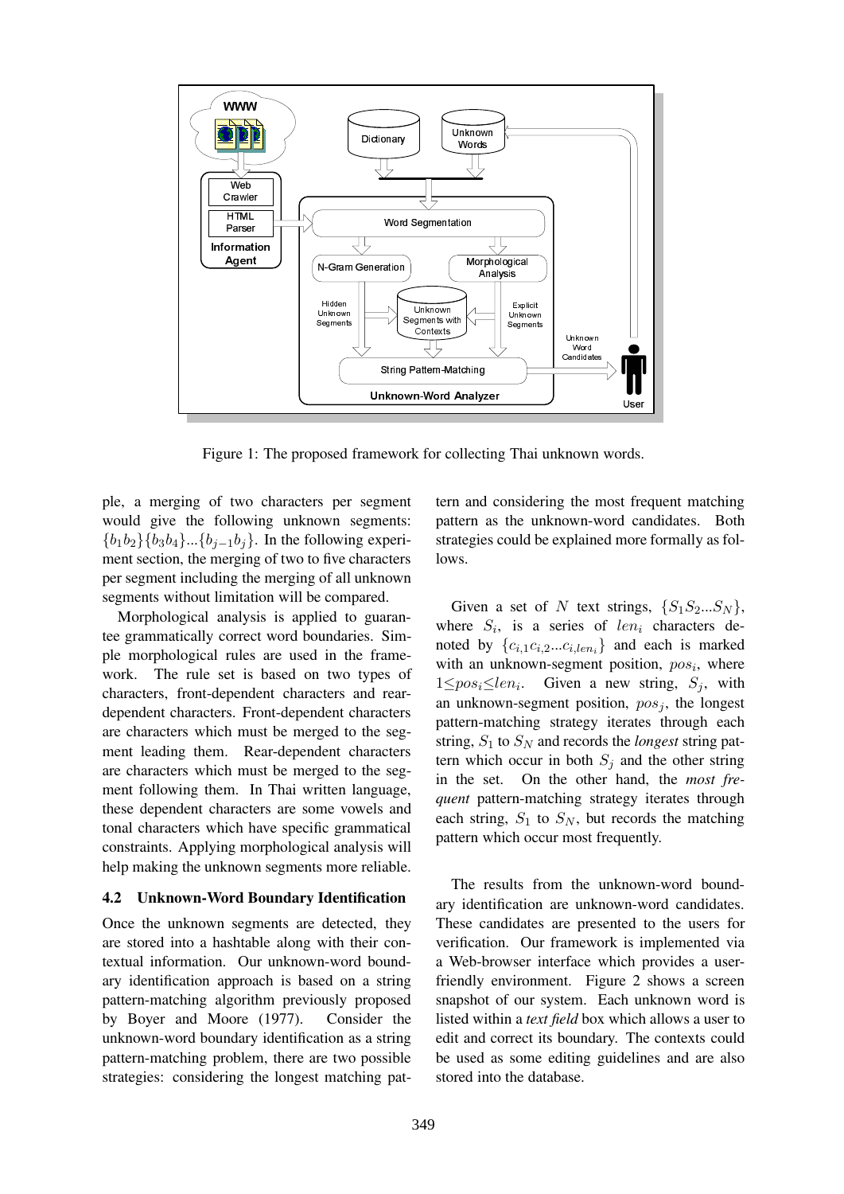Figure 1: The proposed framework for collecting Thai unknown words.

ple, a merging of two characters per segment would give the following unknown segments: $\{b_1b_2\}\{b_3b_4\}...\{b_{j-1}b_j\}$. In the following experiment section, the merging of two to five characters per segment including the merging of all unknown segments without limitation will be compared.

Morphological analysis is applied to guarantee grammatically correct word boundaries. Simple morphological rules are used in the framework. The rule set is based on two types of characters, front-dependent characters and rear-dependent characters. Front-dependent characters are characters which must be merged to the segment leading them. Rear-dependent characters are characters which must be merged to the segment following them. In Thai written language, these dependent characters are some vowels and tonal characters which have specific grammatical constraints. Applying morphological analysis will help making the unknown segments more reliable.

### 4.2 Unknown-Word Boundary Identification

Once the unknown segments are detected, they are stored into a hashtable along with their contextual information. Our unknown-word boundary identification approach is based on a string pattern-matching algorithm previously proposed by Boyer and Moore (1977). Consider the unknown-word boundary identification as a string pattern-matching problem, there are two possible strategies: considering the longest matching pattern and considering the most frequent matching pattern as the unknown-word candidates. Both strategies could be explained more formally as follows.

Given a set of $N$ text strings, $\{S_1S_2...S_N\}$, where $S_i$, is a series of $len_i$ characters denoted by $\{c_{i,1}c_{i,2}...c_{i,len_i}\}$ and each is marked with an unknown-segment position, $pos_i$, where $1 \leq pos_i \leq len_i$. Given a new string, $S_j$, with an unknown-segment position, $pos_j$, the longest pattern-matching strategy iterates through each string, $S_1$ to $S_N$ and records the *longest* string pattern which occur in both $S_j$ and the other string in the set. On the other hand, the *most frequent* pattern-matching strategy iterates through each string, $S_1$ to $S_N$, but records the matching pattern which occur most frequently.

The results from the unknown-word boundary identification are unknown-word candidates. These candidates are presented to the users for verification. Our framework is implemented via a Web-browser interface which provides a user-friendly environment. Figure 2 shows a screen snapshot of our system. Each unknown word is listed within a *text field* box which allows a user to edit and correct its boundary. The contexts could be used as some editing guidelines and are also stored into the database.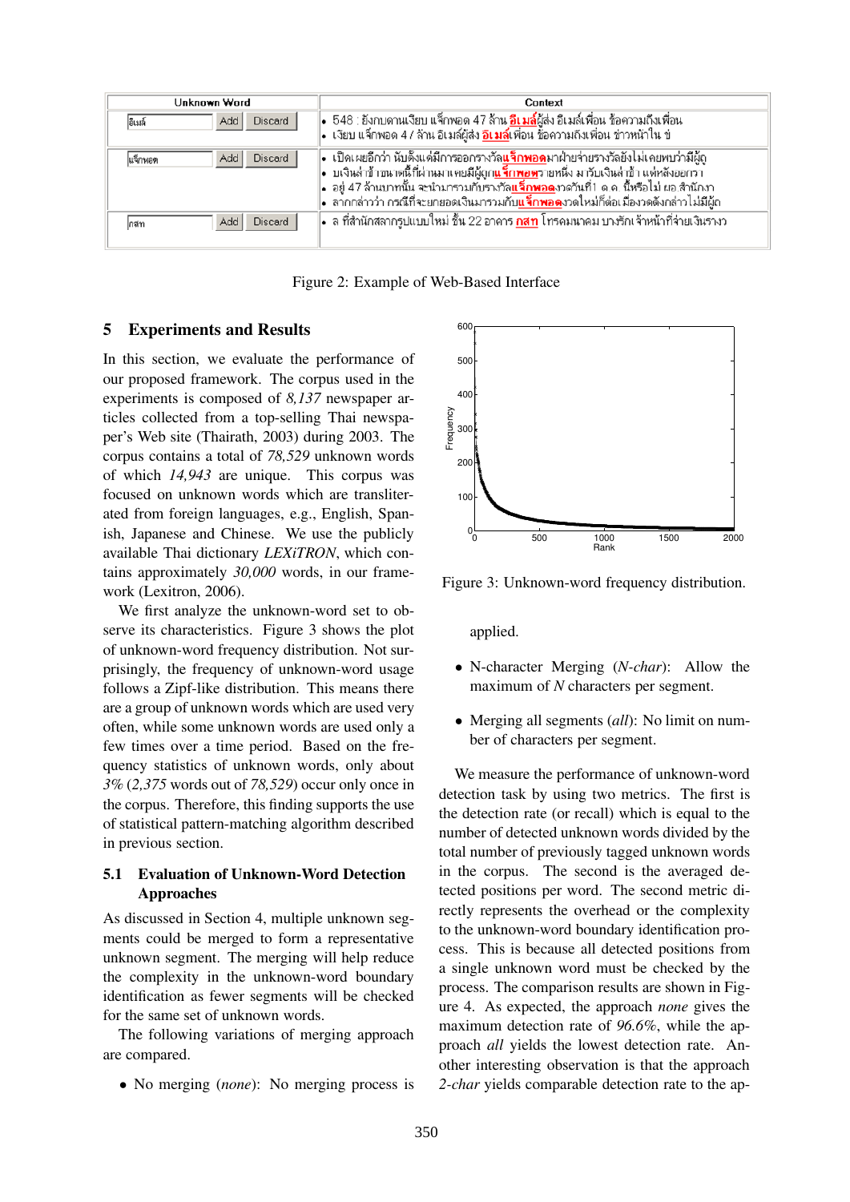| Unknown Word | | | Context |
|---|---|---|---|
| อีเมล์ | Add | Discard | • 548 : ยังกบดานเงียบ แจ็กพอต 47 ล้าน **อีเมล์**ผู้ส่ง อีเมล์เพื่อน ข้อความถึงเพื่อน<br>• เงียบ แจ็กพอต 47 ล้าน อีเมล์ผู้ส่ง **อีเมล์**เพื่อน ข้อความถึงเพื่อน ข่าวหน้าใน ข่ |
| แจ็กพอต | Add | Discard | • เปิดเผยอีกว่า นับตั้งแต่มีการออกรางวัล**แจ็กพอต**มาฝ่ายจ่ายรางวัลยังไม่เคยพบว่ามีผู้ถู<br>• บเงินดี เข้ เขน เพนี้ที่ผ่ นมา แทยมีผู้ถูก**แจ็กพอต**ว เยหนึ่ง ม ารับเงินดี เข้ า แต่หลังออกรา<br>• อยู่ 47 ล้านบาทนั้น จะนำมารวมกับรางวัล**แจ็กพอต**งวดวันที่ 1 ต ค นี้หรือไม่ ผอ สำนักงา<br>• ลากกล่าวว่า กรณีที่จะยกยอดเงินมารวมกับ**แจ็กพอต**งวดใหม่ก็ต่อเมื่องวดดังกล่าวไม่มีผู้ถ |
| กสท | Add | Discard | • ล ที่สำนักสลากรูปแบบใหม่ ชั้น 22 อาคาร **กสท** โทรคมนาคม บางรัก เจ้าหน้าที่จ่ายเงินราง |

Figure 2: Example of Web-Based Interface

## 5 Experiments and Results

In this section, we evaluate the performance of our proposed framework. The corpus used in the experiments is composed of *8,137* newspaper articles collected from a top-selling Thai newspaper's Web site (Thairath, 2003) during 2003. The corpus contains a total of *78,529* unknown words of which *14,943* are unique. This corpus was focused on unknown words which are transliterated from foreign languages, e.g., English, Spanish, Japanese and Chinese. We use the publicly available Thai dictionary *LEXiTRON*, which contains approximately *30,000* words, in our framework (Lexitron, 2006).

We first analyze the unknown-word set to observe its characteristics. Figure 3 shows the plot of unknown-word frequency distribution. Not surprisingly, the frequency of unknown-word usage follows a Zipf-like distribution. This means there are a group of unknown words which are used very often, while some unknown words are used only a few times over a time period. Based on the frequency statistics of unknown words, only about *3%* (*2,375* words out of *78,529*) occur only once in the corpus. Therefore, this finding supports the use of statistical pattern-matching algorithm described in previous section.

Figure 3: Unknown-word frequency distribution.

### 5.1 Evaluation of Unknown-Word Detection Approaches

As discussed in Section 4, multiple unknown segments could be merged to form a representative unknown segment. The merging will help reduce the complexity in the unknown-word boundary identification as fewer segments will be checked for the same set of unknown words.

The following variations of merging approach are compared.

- No merging (*none*): No merging process is applied.
- N-character Merging (*N-char*): Allow the maximum of *N* characters per segment.
- Merging all segments (*all*): No limit on number of characters per segment.

We measure the performance of unknown-word detection task by using two metrics. The first is the detection rate (or recall) which is equal to the number of detected unknown words divided by the total number of previously tagged unknown words in the corpus. The second is the averaged detected positions per word. The second metric directly represents the overhead or the complexity to the unknown-word boundary identification process. This is because all detected positions from a single unknown word must be checked by the process. The comparison results are shown in Figure 4. As expected, the approach *none* gives the maximum detection rate of *96.6%*, while the approach *all* yields the lowest detection rate. Another interesting observation is that the approach *2-char* yields comparable detection rate to the ap-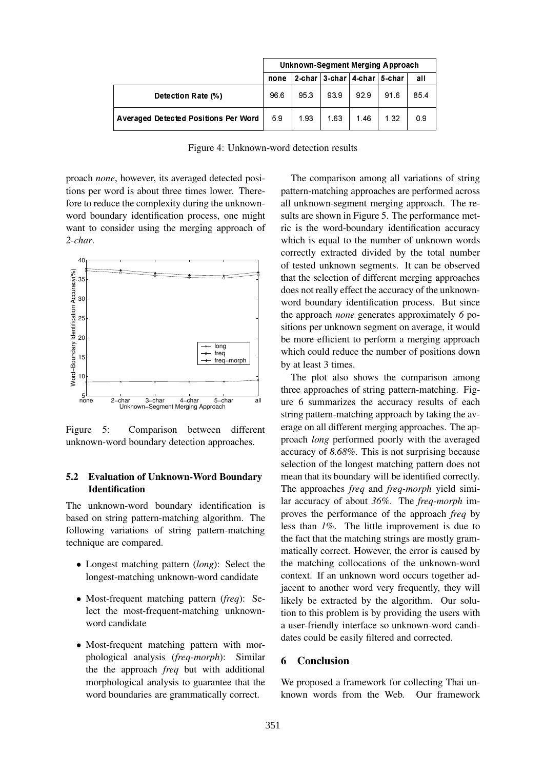|  | Unknown-Segment Merging Approach | | | | | |
|---|---|---|---|---|---|---|
|  | none | 2-char | 3-char | 4-char | 5-char | all |
| Detection Rate (%) | 96.6 | 95.3 | 93.9 | 92.9 | 91.6 | 85.4 |
| Averaged Detected Positions Per Word | 5.9 | 1.93 | 1.63 | 1.46 | 1.32 | 0.9 |

Figure 4: Unknown-word detection results

proach *none*, however, its averaged detected positions per word is about three times lower. Therefore to reduce the complexity during the unknown-word boundary identification process, one might want to consider using the merging approach of *2-char*.

Figure 5: Comparison between different unknown-word boundary detection approaches.

### 5.2 Evaluation of Unknown-Word Boundary Identification

The unknown-word boundary identification is based on string pattern-matching algorithm. The following variations of string pattern-matching technique are compared.

- Longest matching pattern (*long*): Select the longest-matching unknown-word candidate
- Most-frequent matching pattern (*freq*): Select the most-frequent-matching unknown-word candidate
- Most-frequent matching pattern with morphological analysis (*freq-morph*): Similar the the approach *freq* but with additional morphological analysis to guarantee that the word boundaries are grammatically correct.

The comparison among all variations of string pattern-matching approaches are performed across all unknown-segment merging approach. The results are shown in Figure 5. The performance metric is the word-boundary identification accuracy which is equal to the number of unknown words correctly extracted divided by the total number of tested unknown segments. It can be observed that the selection of different merging approaches does not really effect the accuracy of the unknown-word boundary identification process. But since the approach *none* generates approximately *6* positions per unknown segment on average, it would be more efficient to perform a merging approach which could reduce the number of positions down by at least 3 times.

The plot also shows the comparison among three approaches of string pattern-matching. Figure 6 summarizes the accuracy results of each string pattern-matching approach by taking the average on all different merging approaches. The approach *long* performed poorly with the averaged accuracy of *8.68%*. This is not surprising because selection of the longest matching pattern does not mean that its boundary will be identified correctly. The approaches *freq* and *freq-morph* yield similar accuracy of about *36%*. The *freq-morph* improves the performance of the approach *freq* by less than *1%*. The little improvement is due to the fact that the matching strings are mostly grammatically correct. However, the error is caused by the matching collocations of the unknown-word context. If an unknown word occurs together adjacent to another word very frequently, they will likely be extracted by the algorithm. Our solution to this problem is by providing the users with a user-friendly interface so unknown-word candidates could be easily filtered and corrected.

## 6 Conclusion

We proposed a framework for collecting Thai unknown words from the Web. Our framework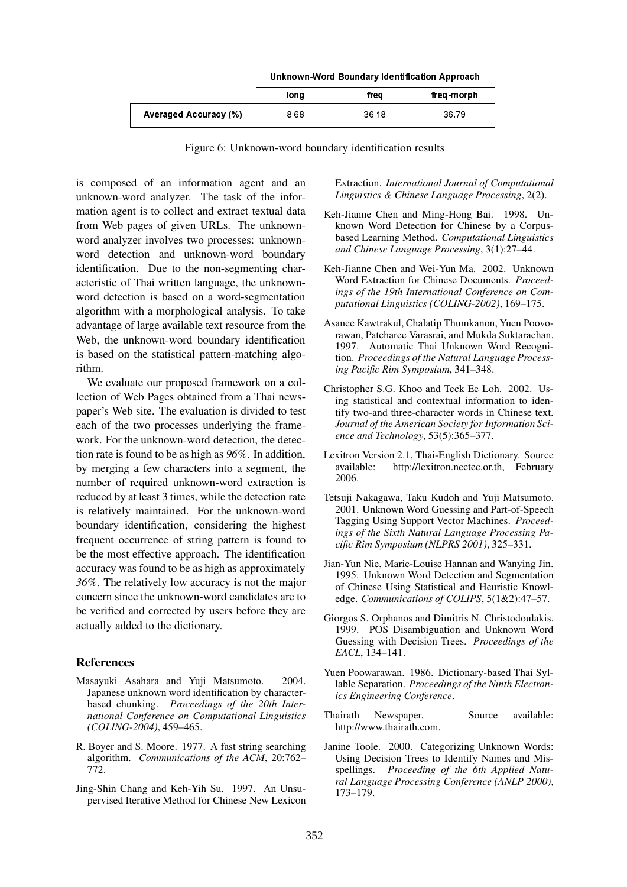| | Unknown-Word Boundary Identification Approach | | |
|---|---|---|---|
| | long | freq | freq-morph |
| Averaged Accuracy (%) | 8.68 | 36.18 | 36.79 |

Figure 6: Unknown-word boundary identification results

is composed of an information agent and an unknown-word analyzer. The task of the information agent is to collect and extract textual data from Web pages of given URLs. The unknown-word analyzer involves two processes: unknown-word detection and unknown-word boundary identification. Due to the non-segmenting characteristic of Thai written language, the unknown-word detection is based on a word-segmentation algorithm with a morphological analysis. To take advantage of large available text resource from the Web, the unknown-word boundary identification is based on the statistical pattern-matching algorithm.

We evaluate our proposed framework on a collection of Web Pages obtained from a Thai newspaper's Web site. The evaluation is divided to test each of the two processes underlying the framework. For the unknown-word detection, the detection rate is found to be as high as *96%*. In addition, by merging a few characters into a segment, the number of required unknown-word extraction is reduced by at least 3 times, while the detection rate is relatively maintained. For the unknown-word boundary identification, considering the highest frequent occurrence of string pattern is found to be the most effective approach. The identification accuracy was found to be as high as approximately *36%*. The relatively low accuracy is not the major concern since the unknown-word candidates are to be verified and corrected by users before they are actually added to the dictionary.

## References

Masayuki Asahara and Yuji Matsumoto. 2004. Japanese unknown word identification by character-based chunking. *Proceedings of the 20th International Conference on Computational Linguistics (COLING-2004)*, 459–465.

R. Boyer and S. Moore. 1977. A fast string searching algorithm. *Communications of the ACM*, 20:762–772.

Jing-Shin Chang and Keh-Yih Su. 1997. An Unsupervised Iterative Method for Chinese New Lexicon Extraction. *International Journal of Computational Linguistics & Chinese Language Processing*, 2(2).

Keh-Jianne Chen and Ming-Hong Bai. 1998. Unknown Word Detection for Chinese by a Corpus-based Learning Method. *Computational Linguistics and Chinese Language Processing*, 3(1):27–44.

Keh-Jianne Chen and Wei-Yun Ma. 2002. Unknown Word Extraction for Chinese Documents. *Proceedings of the 19th International Conference on Computational Linguistics (COLING-2002)*, 169–175.

Asanee Kawtrakul, Chalatip Thumkanon, Yuen Poovorawan, Patcharee Varasrai, and Mukda Suktarachan. 1997. Automatic Thai Unknown Word Recognition. *Proceedings of the Natural Language Processing Pacific Rim Symposium*, 341–348.

Christopher S.G. Khoo and Teck Ee Loh. 2002. Using statistical and contextual information to identify two-and three-character words in Chinese text. *Journal of the American Society for Information Science and Technology*, 53(5):365–377.

Lexitron Version 2.1, Thai-English Dictionary. Source available: http://lexitron.nectec.or.th, February 2006.

Tetsuji Nakagawa, Taku Kudoh and Yuji Matsumoto. 2001. Unknown Word Guessing and Part-of-Speech Tagging Using Support Vector Machines. *Proceedings of the Sixth Natural Language Processing Pacific Rim Symposium (NLPRS 2001)*, 325–331.

Jian-Yun Nie, Marie-Louise Hannan and Wanying Jin. 1995. Unknown Word Detection and Segmentation of Chinese Using Statistical and Heuristic Knowledge. *Communications of COLIPS*, 5(1&2):47–57.

Giorgos S. Orphanos and Dimitris N. Christodoulakis. 1999. POS Disambiguation and Unknown Word Guessing with Decision Trees. *Proceedings of the EACL*, 134–141.

Yuen Poowarawan. 1986. Dictionary-based Thai Syllable Separation. *Proceedings of the Ninth Electronics Engineering Conference*.

Thairath Newspaper. Source available: http://www.thairath.com.

Janine Toole. 2000. Categorizing Unknown Words: Using Decision Trees to Identify Names and Misspellings. *Proceeding of the 6th Applied Natural Language Processing Conference (ANLP 2000)*, 173–179.